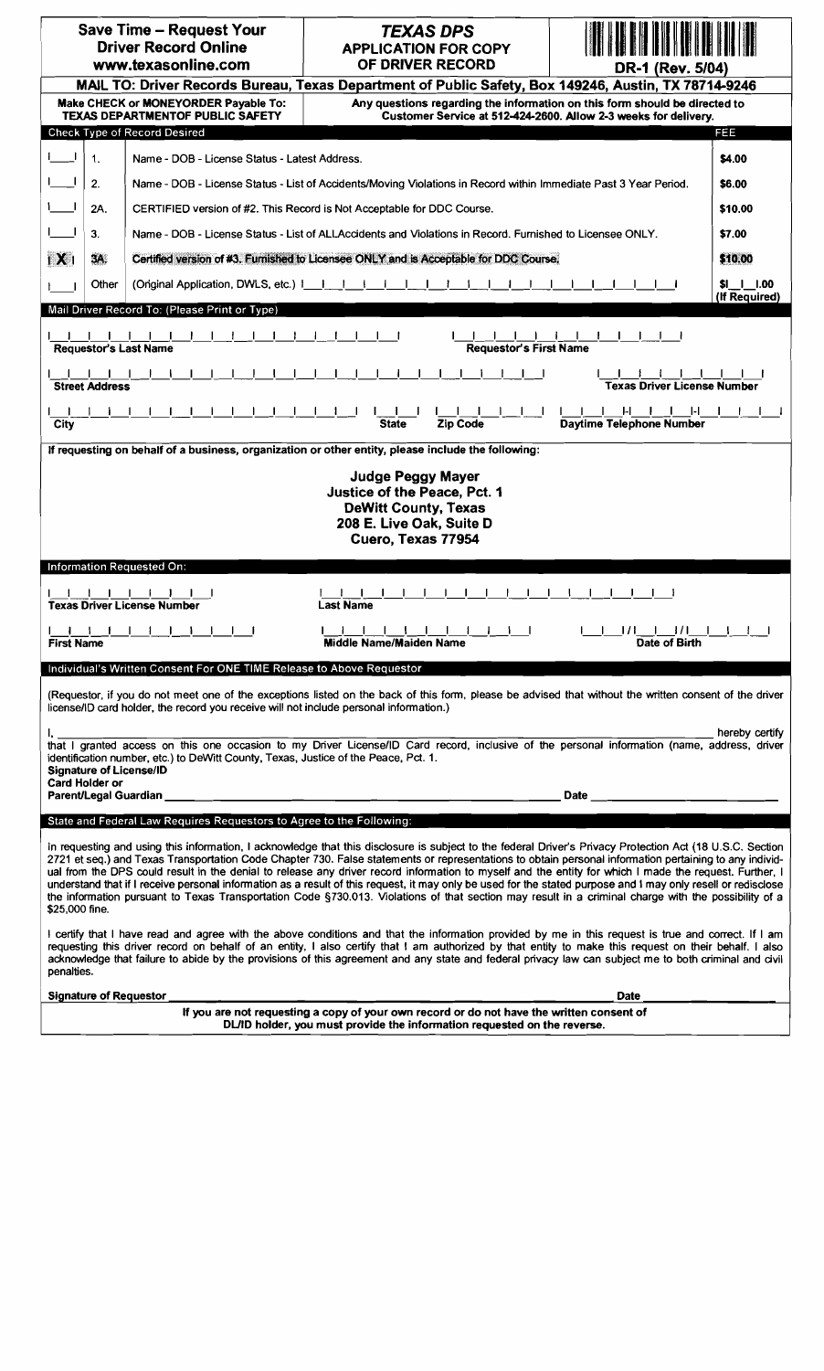| Save Time – Request Your Driver Record Online www.texasonline.com | *TEXAS DPS* APPLICATION FOR COPY OF DRIVER RECORD | DR-1 (Rev. 5/04) |
|---|---|---|

**MAIL TO: Driver Records Bureau, Texas Department of Public Safety, Box 149246, Austin, TX 78714-9246**

| Make CHECK or MONEYORDER Payable To: TEXAS DEPARTMENTOF PUBLIC SAFETY | Any questions regarding the information on this form should be directed to Customer Service at 512-424-2600. Allow 2-3 weeks for delivery. |
|---|---|

**Check Type of Record Desired**

| | | | FEE |
|---|---|---|---|
| [ ] | 1. | Name - DOB - License Status - Latest Address. | $4.00 |
| [ ] | 2. | Name - DOB - License Status - List of Accidents/Moving Violations in Record within Immediate Past 3 Year Period. | $6.00 |
| [ ] | 2A. | CERTIFIED version of #2. This Record is Not Acceptable for DDC Course. | $10.00 |
| [ ] | 3. | Name - DOB - License Status - List of ALLAccidents and Violations in Record. Furnished to Licensee ONLY. | $7.00 |
| [X] | 3A. | Certified version of #3. Furnished to Licensee ONLY and is Acceptable for DDC Course. | $10.00 |
| [ ] | Other | (Original Application, DWLS, etc.) | $___.00 (If Required) |

**Mail Driver Record To: (Please Print or Type)**

Requestor's Last Name ____________ Requestor's First Name ____________

Street Address ____________ Texas Driver License Number ____________

City ____________ State ____ Zip Code ____________ Daytime Telephone Number ____________

If requesting on behalf of a business, organization or other entity, please include the following:

**Judge Peggy Mayer**
**Justice of the Peace, Pct. 1**
**DeWitt County, Texas**
**208 E. Live Oak, Suite D**
**Cuero, Texas 77954**

**Information Requested On:**

Texas Driver License Number ____________ Last Name ____________

First Name ____________ Middle Name/Maiden Name ____________ Date of Birth ___/___/___

**Individual's Written Consent For ONE TIME Release to Above Requestor**

(Requestor, if you do not meet one of the exceptions listed on the back of this form, please be advised that without the written consent of the driver license/ID card holder, the record you receive will not include personal information.)

I, ______________________________________________ hereby certify that I granted access on this one occasion to my Driver License/ID Card record, inclusive of the personal information (name, address, driver identification number, etc.) to DeWitt County, Texas, Justice of the Peace, Pct. 1.

Signature of License/ID Card Holder or Parent/Legal Guardian ______________________________ Date ____________

**State and Federal Law Requires Requestors to Agree to the Following:**

In requesting and using this information, I acknowledge that this disclosure is subject to the federal Driver's Privacy Protection Act (18 U.S.C. Section 2721 et seq.) and Texas Transportation Code Chapter 730. False statements or representations to obtain personal information pertaining to any individual from the DPS could result in the denial to release any driver record information to myself and the entity for which I made the request. Further, I understand that if I receive personal information as a result of this request, it may only be used for the stated purpose and I may only resell or redisclose the information pursuant to Texas Transportation Code §730.013. Violations of that section may result in a criminal charge with the possibility of a $25,000 fine.

I certify that I have read and agree with the above conditions and that the information provided by me in this request is true and correct. If I am requesting this driver record on behalf of an entity, I also certify that I am authorized by that entity to make this request on their behalf. I also acknowledge that failure to abide by the provisions of this agreement and any state and federal privacy law can subject me to both criminal and civil penalties.

**Signature of Requestor** ______________________________ **Date** ____________

**If you are not requesting a copy of your own record or do not have the written consent of DL/ID holder, you must provide the information requested on the reverse.**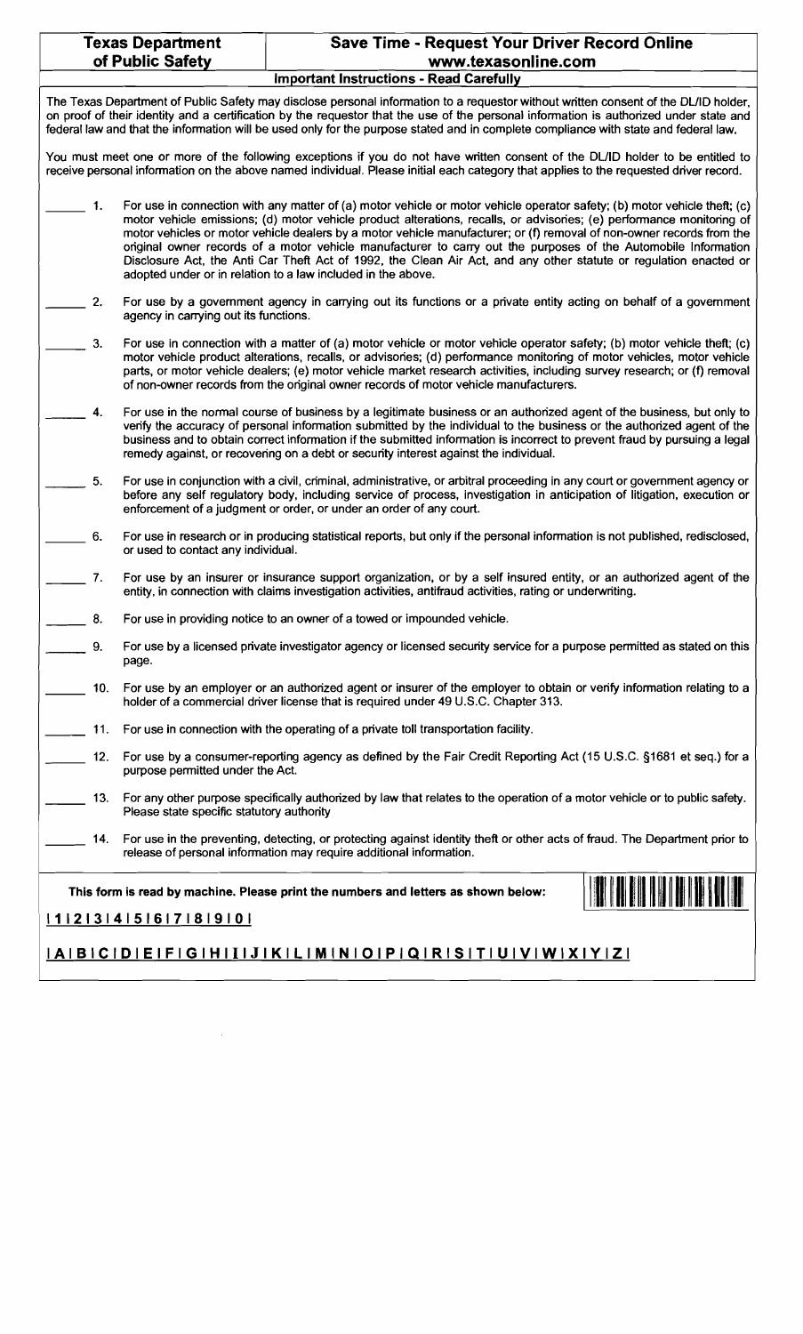| Texas Department of Public Safety | Save Time - Request Your Driver Record Online www.texasonline.com |
|---|---|

**Important Instructions - Read Carefully**

The Texas Department of Public Safety may disclose personal information to a requestor without written consent of the DL/ID holder, on proof of their identity and a certification by the requestor that the use of the personal information is authorized under state and federal law and that the information will be used only for the purpose stated and in complete compliance with state and federal law.

You must meet one or more of the following exceptions if you do not have written consent of the DL/ID holder to be entitled to receive personal information on the above named individual. Please initial each category that applies to the requested driver record.

______ 1. For use in connection with any matter of (a) motor vehicle or motor vehicle operator safety; (b) motor vehicle theft; (c) motor vehicle emissions; (d) motor vehicle product alterations, recalls, or advisories; (e) performance monitoring of motor vehicles or motor vehicle dealers by a motor vehicle manufacturer; or (f) removal of non-owner records from the original owner records of a motor vehicle manufacturer to carry out the purposes of the Automobile Information Disclosure Act, the Anti Car Theft Act of 1992, the Clean Air Act, and any other statute or regulation enacted or adopted under or in relation to a law included in the above.

______ 2. For use by a government agency in carrying out its functions or a private entity acting on behalf of a government agency in carrying out its functions.

______ 3. For use in connection with a matter of (a) motor vehicle or motor vehicle operator safety; (b) motor vehicle theft; (c) motor vehicle product alterations, recalls, or advisories; (d) performance monitoring of motor vehicles, motor vehicle parts, or motor vehicle dealers; (e) motor vehicle market research activities, including survey research; or (f) removal of non-owner records from the original owner records of motor vehicle manufacturers.

______ 4. For use in the normal course of business by a legitimate business or an authorized agent of the business, but only to verify the accuracy of personal information submitted by the individual to the business or the authorized agent of the business and to obtain correct information if the submitted information is incorrect to prevent fraud by pursuing a legal remedy against, or recovering on a debt or security interest against the individual.

______ 5. For use in conjunction with a civil, criminal, administrative, or arbitral proceeding in any court or government agency or before any self regulatory body, including service of process, investigation in anticipation of litigation, execution or enforcement of a judgment or order, or under an order of any court.

______ 6. For use in research or in producing statistical reports, but only if the personal information is not published, redisclosed, or used to contact any individual.

______ 7. For use by an insurer or insurance support organization, or by a self insured entity, or an authorized agent of the entity, in connection with claims investigation activities, antifraud activities, rating or underwriting.

______ 8. For use in providing notice to an owner of a towed or impounded vehicle.

______ 9. For use by a licensed private investigator agency or licensed security service for a purpose permitted as stated on this page.

______ 10. For use by an employer or an authorized agent or insurer of the employer to obtain or verify information relating to a holder of a commercial driver license that is required under 49 U.S.C. Chapter 313.

______ 11. For use in connection with the operating of a private toll transportation facility.

______ 12. For use by a consumer-reporting agency as defined by the Fair Credit Reporting Act (15 U.S.C. §1681 et seq.) for a purpose permitted under the Act.

______ 13. For any other purpose specifically authorized by law that relates to the operation of a motor vehicle or to public safety. Please state specific statutory authority

______ 14. For use in the preventing, detecting, or protecting against identity theft or other acts of fraud. The Department prior to release of personal information may require additional information.

**This form is read by machine. Please print the numbers and letters as shown below:**

| 1 | 2 | 3 | 4 | 5 | 6 | 7 | 8 | 9 | 0 |

| A | B | C | D | E | F | G | H | I | J | K | L | M | N | O | P | Q | R | S | T | U | V | W | X | Y | Z |